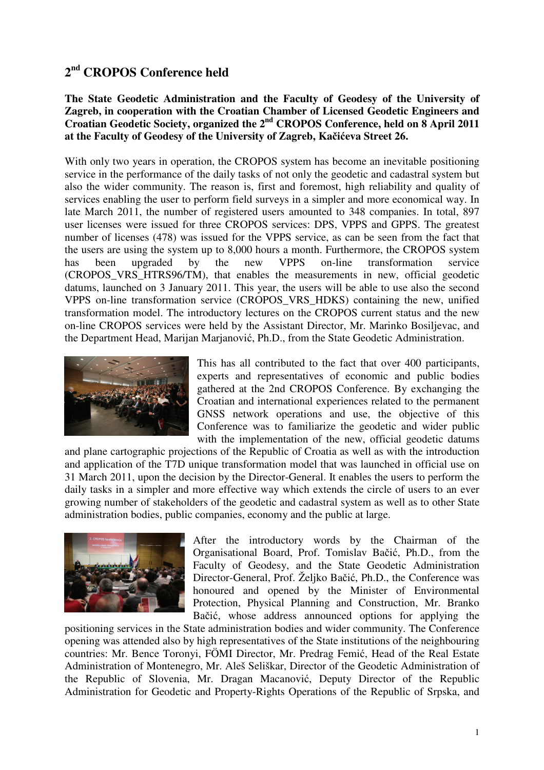# 2nd CROPOS Conference held

**The State Geodetic Administration and the Faculty of Geodesy of the University of Zagreb, in cooperation with the Croatian Chamber of Licensed Geodetic Engineers and Croatian Geodetic Society, organized the 2nd CROPOS Conference, held on 8 April 2011 at the Faculty of Geodesy of the University of Zagreb, Kačićeva Street 26.**

With only two years in operation, the CROPOS system has become an inevitable positioning service in the performance of the daily tasks of not only the geodetic and cadastral system but also the wider community. The reason is, first and foremost, high reliability and quality of services enabling the user to perform field surveys in a simpler and more economical way. In late March 2011, the number of registered users amounted to 348 companies. In total, 897 user licenses were issued for three CROPOS services: DPS, VPPS and GPPS. The greatest number of licenses (478) was issued for the VPPS service, as can be seen from the fact that the users are using the system up to 8,000 hours a month. Furthermore, the CROPOS system has been upgraded by the new VPPS on-line transformation service (CROPOS_VRS_HTRS96/TM), that enables the measurements in new, official geodetic datums, launched on 3 January 2011. This year, the users will be able to use also the second VPPS on-line transformation service (CROPOS_VRS_HDKS) containing the new, unified transformation model. The introductory lectures on the CROPOS current status and the new on-line CROPOS services were held by the Assistant Director, Mr. Marinko Bosiljevac, and the Department Head, Marijan Marjanović, Ph.D., from the State Geodetic Administration.

This has all contributed to the fact that over 400 participants, experts and representatives of economic and public bodies gathered at the 2nd CROPOS Conference. By exchanging the Croatian and international experiences related to the permanent GNSS network operations and use, the objective of this Conference was to familiarize the geodetic and wider public with the implementation of the new, official geodetic datums and plane cartographic projections of the Republic of Croatia as well as with the introduction and application of the T7D unique transformation model that was launched in official use on 31 March 2011, upon the decision by the Director-General. It enables the users to perform the daily tasks in a simpler and more effective way which extends the circle of users to an ever growing number of stakeholders of the geodetic and cadastral system as well as to other State administration bodies, public companies, economy and the public at large.

After the introductory words by the Chairman of the Organisational Board, Prof. Tomislav Bačić, Ph.D., from the Faculty of Geodesy, and the State Geodetic Administration Director-General, Prof. Željko Bačić, Ph.D., the Conference was honoured and opened by the Minister of Environmental Protection, Physical Planning and Construction, Mr. Branko Bačić, whose address announced options for applying the positioning services in the State administration bodies and wider community. The Conference opening was attended also by high representatives of the State institutions of the neighbouring countries: Mr. Bence Toronyi, FÖMI Director, Mr. Predrag Femić, Head of the Real Estate Administration of Montenegro, Mr. Aleš Seliškar, Director of the Geodetic Administration of the Republic of Slovenia, Mr. Dragan Macanović, Deputy Director of the Republic Administration for Geodetic and Property-Rights Operations of the Republic of Srpska, and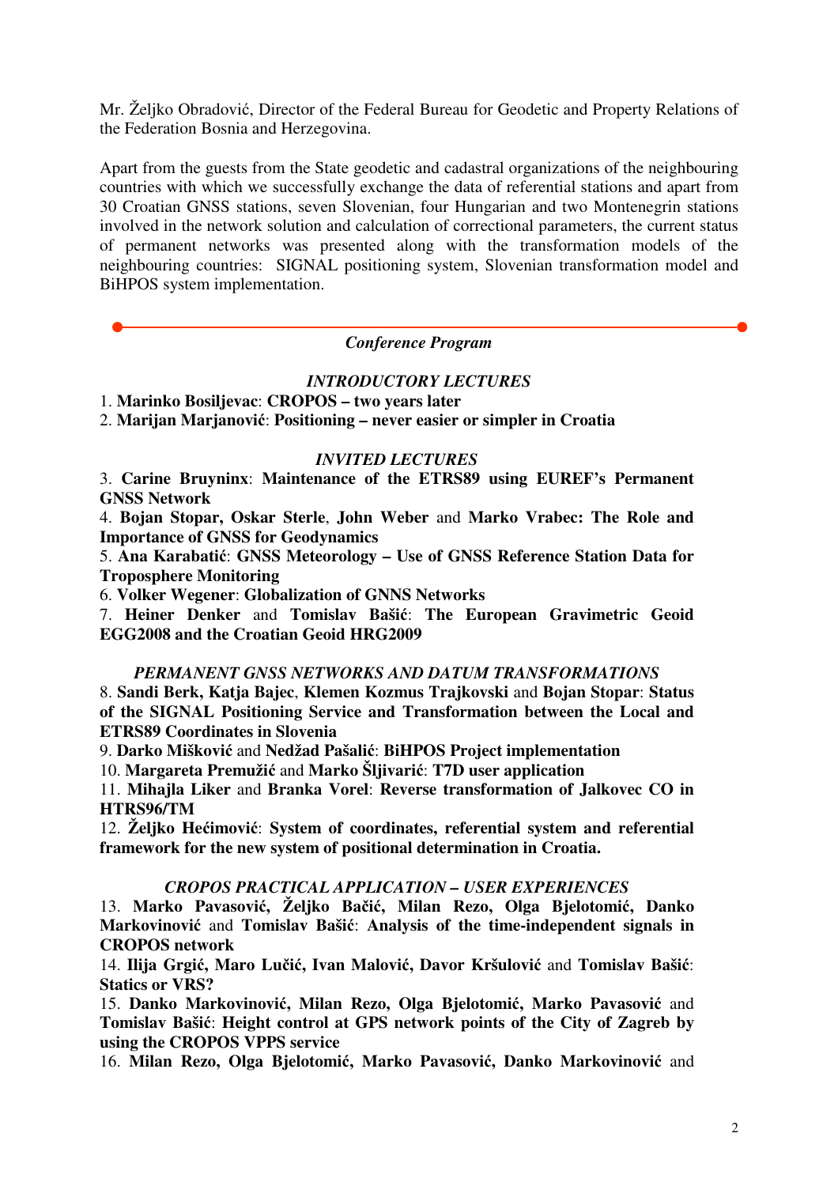Mr. Željko Obradović, Director of the Federal Bureau for Geodetic and Property Relations of the Federation Bosnia and Herzegovina.

Apart from the guests from the State geodetic and cadastral organizations of the neighbouring countries with which we successfully exchange the data of referential stations and apart from 30 Croatian GNSS stations, seven Slovenian, four Hungarian and two Montenegrin stations involved in the network solution and calculation of correctional parameters, the current status of permanent networks was presented along with the transformation models of the neighbouring countries: SIGNAL positioning system, Slovenian transformation model and BiHPOS system implementation.

---

### *Conference Program*

#### *INTRODUCTORY LECTURES*

1. **Marinko Bosiljevac**: **CROPOS – two years later**
2. **Marijan Marjanović**: **Positioning – never easier or simpler in Croatia**

#### *INVITED LECTURES*

3. **Carine Bruyninx**: **Maintenance of the ETRS89 using EUREF's Permanent GNSS Network**
4. **Bojan Stopar, Oskar Sterle**, **John Weber** and **Marko Vrabec: The Role and Importance of GNSS for Geodynamics**
5. **Ana Karabatić**: **GNSS Meteorology – Use of GNSS Reference Station Data for Troposphere Monitoring**
6. **Volker Wegener**: **Globalization of GNNS Networks**
7. **Heiner Denker** and **Tomislav Bašić**: **The European Gravimetric Geoid EGG2008 and the Croatian Geoid HRG2009**

#### *PERMANENT GNSS NETWORKS AND DATUM TRANSFORMATIONS*

8. **Sandi Berk, Katja Bajec**, **Klemen Kozmus Trajkovski** and **Bojan Stopar**: **Status of the SIGNAL Positioning Service and Transformation between the Local and ETRS89 Coordinates in Slovenia**
9. **Darko Mišković** and **Nedžad Pašalić**: **BiHPOS Project implementation**
10. **Margareta Premužić** and **Marko Šljivarić**: **T7D user application**
11. **Mihajla Liker** and **Branka Vorel**: **Reverse transformation of Jalkovec CO in HTRS96/TM**
12. **Željko Hećimović**: **System of coordinates, referential system and referential framework for the new system of positional determination in Croatia.**

#### *CROPOS PRACTICAL APPLICATION – USER EXPERIENCES*

13. **Marko Pavasović, Željko Bačić, Milan Rezo, Olga Bjelotomić, Danko Markovinović** and **Tomislav Bašić**: **Analysis of the time-independent signals in CROPOS network**
14. **Ilija Grgić, Maro Lučić, Ivan Malović, Davor Kršulović** and **Tomislav Bašić**: **Statics or VRS?**
15. **Danko Markovinović, Milan Rezo, Olga Bjelotomić, Marko Pavasović** and **Tomislav Bašić**: **Height control at GPS network points of the City of Zagreb by using the CROPOS VPPS service**
16. **Milan Rezo, Olga Bjelotomić, Marko Pavasović, Danko Markovinović** and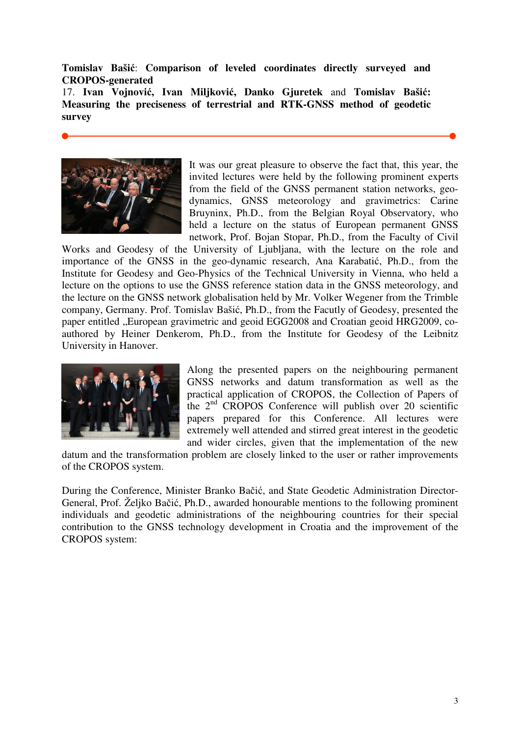**Tomislav Bašić**: **Comparison of leveled coordinates directly surveyed and CROPOS-generated**

17. **Ivan Vojnović, Ivan Miljković, Danko Gjuretek** and **Tomislav Bašić: Measuring the preciseness of terrestrial and RTK-GNSS method of geodetic survey**

It was our great pleasure to observe the fact that, this year, the invited lectures were held by the following prominent experts from the field of the GNSS permanent station networks, geo-dynamics, GNSS meteorology and gravimetrics: Carine Bruyninx, Ph.D., from the Belgian Royal Observatory, who held a lecture on the status of European permanent GNSS network, Prof. Bojan Stopar, Ph.D., from the Faculty of Civil Works and Geodesy of the University of Ljubljana, with the lecture on the role and importance of the GNSS in the geo-dynamic research, Ana Karabatić, Ph.D., from the Institute for Geodesy and Geo-Physics of the Technical University in Vienna, who held a lecture on the options to use the GNSS reference station data in the GNSS meteorology, and the lecture on the GNSS network globalisation held by Mr. Volker Wegener from the Trimble company, Germany. Prof. Tomislav Bašić, Ph.D., from the Facutly of Geodesy, presented the paper entitled „European gravimetric and geoid EGG2008 and Croatian geoid HRG2009, co-authored by Heiner Denkerom, Ph.D., from the Institute for Geodesy of the Leibnitz University in Hanover.

Along the presented papers on the neighbouring permanent GNSS networks and datum transformation as well as the practical application of CROPOS, the Collection of Papers of the 2nd CROPOS Conference will publish over 20 scientific papers prepared for this Conference. All lectures were extremely well attended and stirred great interest in the geodetic and wider circles, given that the implementation of the new datum and the transformation problem are closely linked to the user or rather improvements of the CROPOS system.

During the Conference, Minister Branko Bačić, and State Geodetic Administration Director-General, Prof. Željko Bačić, Ph.D., awarded honourable mentions to the following prominent individuals and geodetic administrations of the neighbouring countries for their special contribution to the GNSS technology development in Croatia and the improvement of the CROPOS system: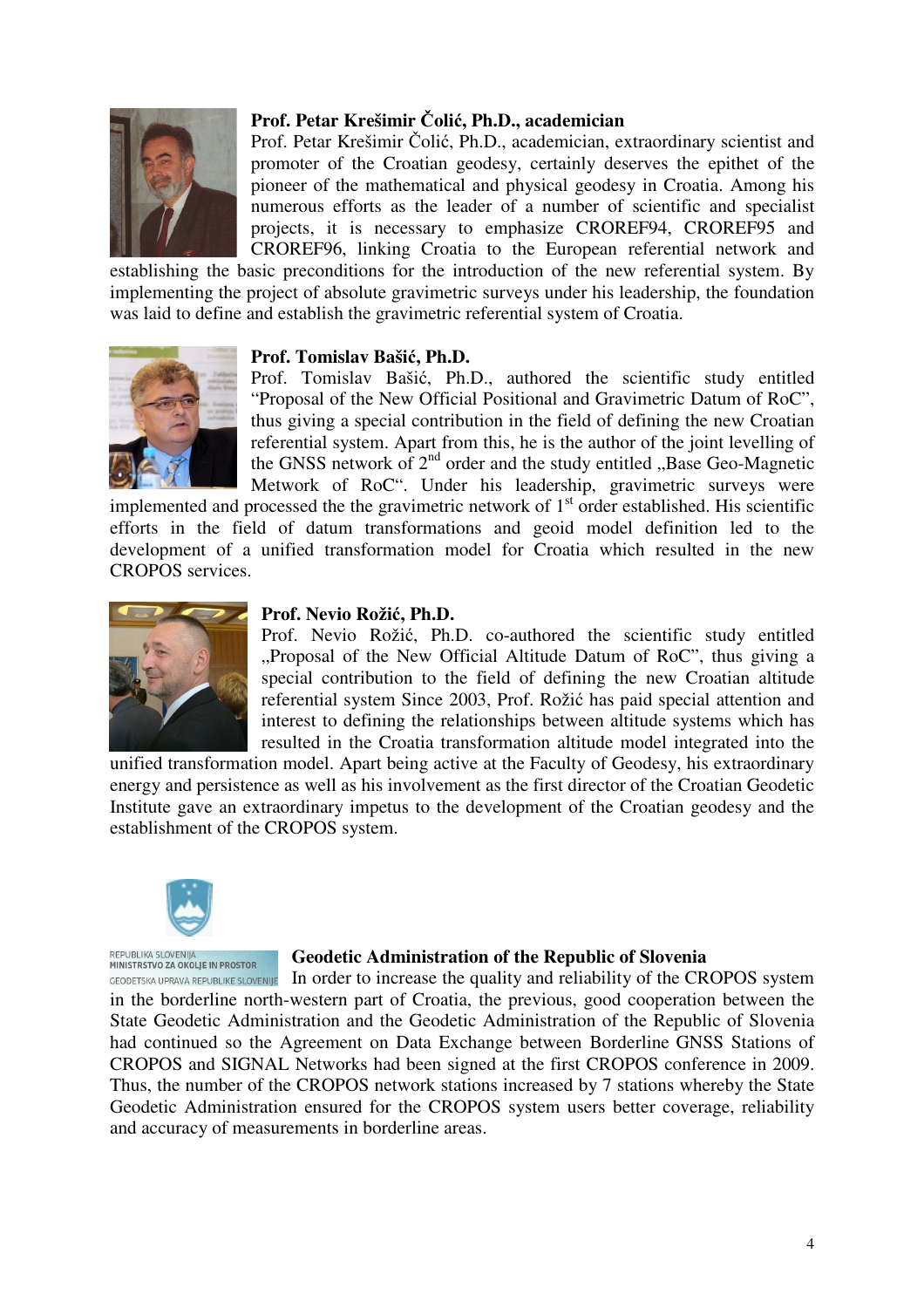**Prof. Petar Krešimir Čolić, Ph.D., academician**

Prof. Petar Krešimir Čolić, Ph.D., academician, extraordinary scientist and promoter of the Croatian geodesy, certainly deserves the epithet of the pioneer of the mathematical and physical geodesy in Croatia. Among his numerous efforts as the leader of a number of scientific and specialist projects, it is necessary to emphasize CROREF94, CROREF95 and CROREF96, linking Croatia to the European referential network and establishing the basic preconditions for the introduction of the new referential system. By implementing the project of absolute gravimetric surveys under his leadership, the foundation was laid to define and establish the gravimetric referential system of Croatia.

**Prof. Tomislav Bašić, Ph.D.**

Prof. Tomislav Bašić, Ph.D., authored the scientific study entitled "Proposal of the New Official Positional and Gravimetric Datum of RoC", thus giving a special contribution in the field of defining the new Croatian referential system. Apart from this, he is the author of the joint levelling of the GNSS network of 2nd order and the study entitled „Base Geo-Magnetic Metwork of RoC". Under his leadership, gravimetric surveys were implemented and processed the the gravimetric network of 1st order established. His scientific efforts in the field of datum transformations and geoid model definition led to the development of a unified transformation model for Croatia which resulted in the new CROPOS services.

**Prof. Nevio Rožić, Ph.D.**

Prof. Nevio Rožić, Ph.D. co-authored the scientific study entitled „Proposal of the New Official Altitude Datum of RoC", thus giving a special contribution to the field of defining the new Croatian altitude referential system Since 2003, Prof. Rožić has paid special attention and interest to defining the relationships between altitude systems which has resulted in the Croatia transformation altitude model integrated into the unified transformation model. Apart being active at the Faculty of Geodesy, his extraordinary energy and persistence as well as his involvement as the first director of the Croatian Geodetic Institute gave an extraordinary impetus to the development of the Croatian geodesy and the establishment of the CROPOS system.

REPUBLIKA SLOVENIJA
MINISTRSTVO ZA OKOLJE IN PROSTOR
GEODETSKA UPRAVA REPUBLIKE SLOVENIJE

**Geodetic Administration of the Republic of Slovenia**

In order to increase the quality and reliability of the CROPOS system in the borderline north-western part of Croatia, the previous, good cooperation between the State Geodetic Administration and the Geodetic Administration of the Republic of Slovenia had continued so the Agreement on Data Exchange between Borderline GNSS Stations of CROPOS and SIGNAL Networks had been signed at the first CROPOS conference in 2009. Thus, the number of the CROPOS network stations increased by 7 stations whereby the State Geodetic Administration ensured for the CROPOS system users better coverage, reliability and accuracy of measurements in borderline areas.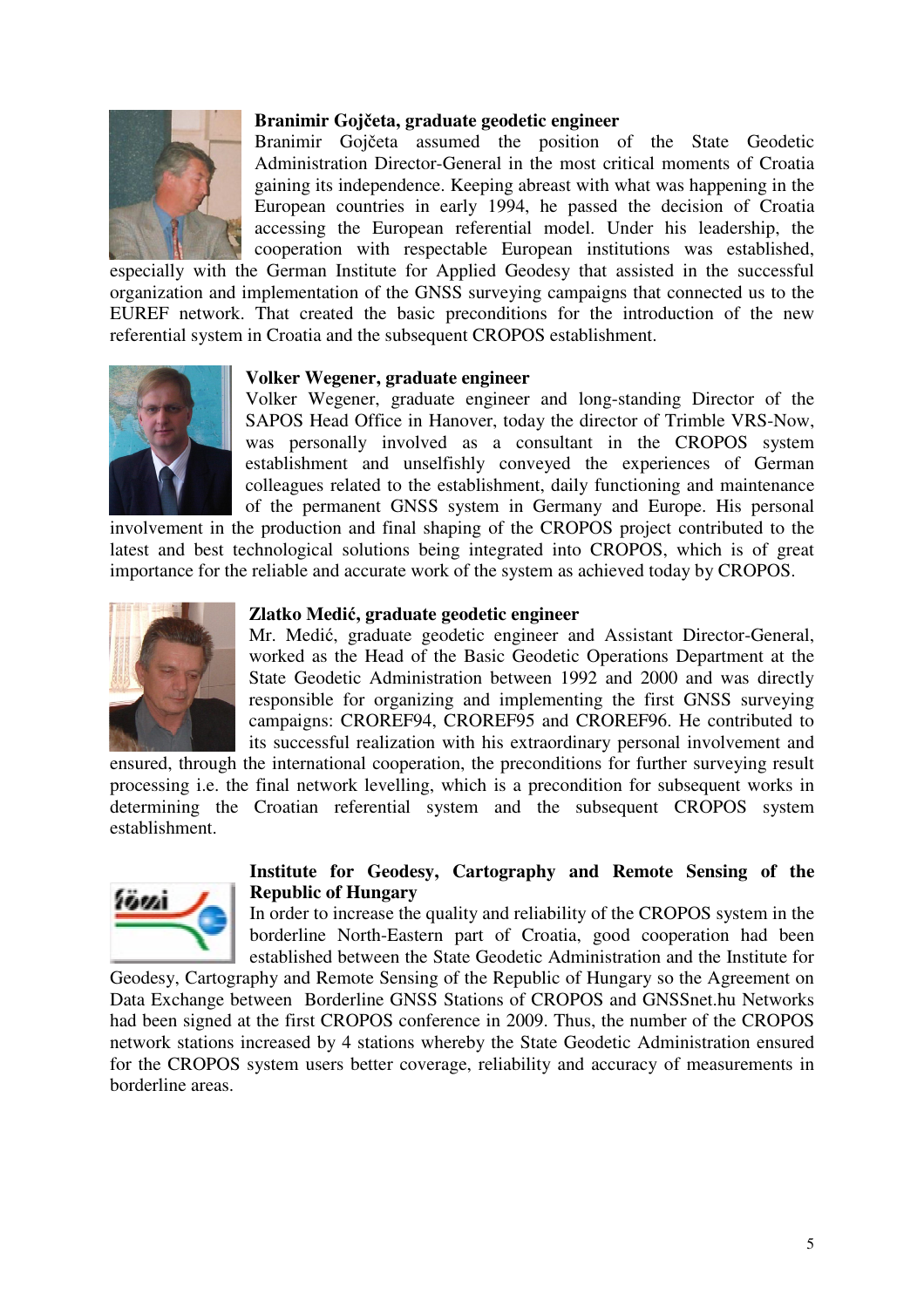**Branimir Gojčeta, graduate geodetic engineer**

Branimir Gojčeta assumed the position of the State Geodetic Administration Director-General in the most critical moments of Croatia gaining its independence. Keeping abreast with what was happening in the European countries in early 1994, he passed the decision of Croatia accessing the European referential model. Under his leadership, the cooperation with respectable European institutions was established, especially with the German Institute for Applied Geodesy that assisted in the successful organization and implementation of the GNSS surveying campaigns that connected us to the EUREF network. That created the basic preconditions for the introduction of the new referential system in Croatia and the subsequent CROPOS establishment.

**Volker Wegener, graduate engineer**

Volker Wegener, graduate engineer and long-standing Director of the SAPOS Head Office in Hanover, today the director of Trimble VRS-Now, was personally involved as a consultant in the CROPOS system establishment and unselfishly conveyed the experiences of German colleagues related to the establishment, daily functioning and maintenance of the permanent GNSS system in Germany and Europe. His personal involvement in the production and final shaping of the CROPOS project contributed to the latest and best technological solutions being integrated into CROPOS, which is of great importance for the reliable and accurate work of the system as achieved today by CROPOS.

**Zlatko Medić, graduate geodetic engineer**

Mr. Medić, graduate geodetic engineer and Assistant Director-General, worked as the Head of the Basic Geodetic Operations Department at the State Geodetic Administration between 1992 and 2000 and was directly responsible for organizing and implementing the first GNSS surveying campaigns: CROREF94, CROREF95 and CROREF96. He contributed to its successful realization with his extraordinary personal involvement and ensured, through the international cooperation, the preconditions for further surveying result processing i.e. the final network levelling, which is a precondition for subsequent works in determining the Croatian referential system and the subsequent CROPOS system establishment.

**Institute for Geodesy, Cartography and Remote Sensing of the Republic of Hungary**

In order to increase the quality and reliability of the CROPOS system in the borderline North-Eastern part of Croatia, good cooperation had been established between the State Geodetic Administration and the Institute for Geodesy, Cartography and Remote Sensing of the Republic of Hungary so the Agreement on Data Exchange between Borderline GNSS Stations of CROPOS and GNSSnet.hu Networks had been signed at the first CROPOS conference in 2009. Thus, the number of the CROPOS network stations increased by 4 stations whereby the State Geodetic Administration ensured for the CROPOS system users better coverage, reliability and accuracy of measurements in borderline areas.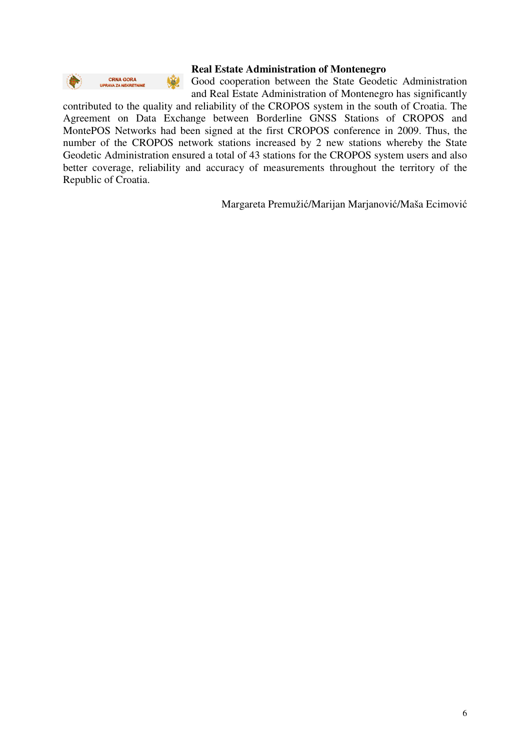**Real Estate Administration of Montenegro**

Good cooperation between the State Geodetic Administration and Real Estate Administration of Montenegro has significantly contributed to the quality and reliability of the CROPOS system in the south of Croatia. The Agreement on Data Exchange between Borderline GNSS Stations of CROPOS and MontePOS Networks had been signed at the first CROPOS conference in 2009. Thus, the number of the CROPOS network stations increased by 2 new stations whereby the State Geodetic Administration ensured a total of 43 stations for the CROPOS system users and also better coverage, reliability and accuracy of measurements throughout the territory of the Republic of Croatia.

Margareta Premužić/Marijan Marjanović/Maša Ecimović